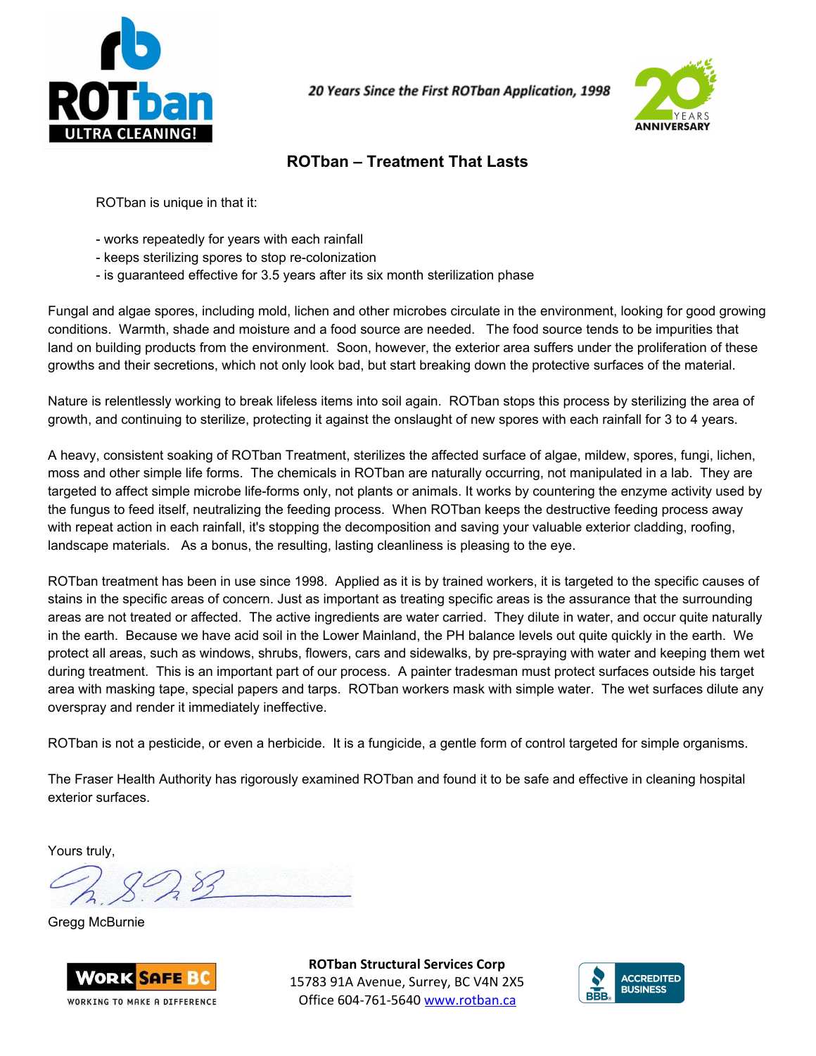ROTban
ULTRA CLEANING!

*20 Years Since the First ROTban Application, 1998*

20 YEARS ANNIVERSARY

## ROTban – Treatment That Lasts

ROTban is unique in that it:

- works repeatedly for years with each rainfall
- keeps sterilizing spores to stop re-colonization
- is guaranteed effective for 3.5 years after its six month sterilization phase

Fungal and algae spores, including mold, lichen and other microbes circulate in the environment, looking for good growing conditions. Warmth, shade and moisture and a food source are needed. The food source tends to be impurities that land on building products from the environment. Soon, however, the exterior area suffers under the proliferation of these growths and their secretions, which not only look bad, but start breaking down the protective surfaces of the material.

Nature is relentlessly working to break lifeless items into soil again. ROTban stops this process by sterilizing the area of growth, and continuing to sterilize, protecting it against the onslaught of new spores with each rainfall for 3 to 4 years.

A heavy, consistent soaking of ROTban Treatment, sterilizes the affected surface of algae, mildew, spores, fungi, lichen, moss and other simple life forms. The chemicals in ROTban are naturally occurring, not manipulated in a lab. They are targeted to affect simple microbe life-forms only, not plants or animals. It works by countering the enzyme activity used by the fungus to feed itself, neutralizing the feeding process. When ROTban keeps the destructive feeding process away with repeat action in each rainfall, it's stopping the decomposition and saving your valuable exterior cladding, roofing, landscape materials. As a bonus, the resulting, lasting cleanliness is pleasing to the eye.

ROTban treatment has been in use since 1998. Applied as it is by trained workers, it is targeted to the specific causes of stains in the specific areas of concern. Just as important as treating specific areas is the assurance that the surrounding areas are not treated or affected. The active ingredients are water carried. They dilute in water, and occur quite naturally in the earth. Because we have acid soil in the Lower Mainland, the PH balance levels out quite quickly in the earth. We protect all areas, such as windows, shrubs, flowers, cars and sidewalks, by pre-spraying with water and keeping them wet during treatment. This is an important part of our process. A painter tradesman must protect surfaces outside his target area with masking tape, special papers and tarps. ROTban workers mask with simple water. The wet surfaces dilute any overspray and render it immediately ineffective.

ROTban is not a pesticide, or even a herbicide. It is a fungicide, a gentle form of control targeted for simple organisms.

The Fraser Health Authority has rigorously examined ROTban and found it to be safe and effective in cleaning hospital exterior surfaces.

Yours truly,

Gregg McBurnie

WORK SAFE BC
WORKING TO MAKE A DIFFERENCE

**ROTban Structural Services Corp**
15783 91A Avenue, Surrey, BC V4N 2X5
Office 604-761-5640 www.rotban.ca

BBB ACCREDITED BUSINESS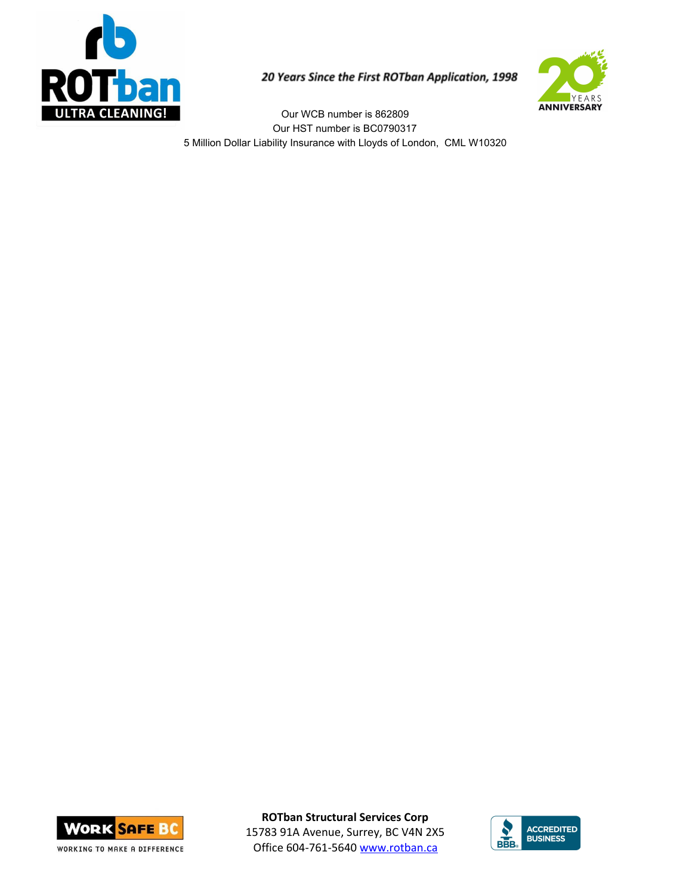20 Years Since the First ROTban Application, 1998

Our WCB number is 862809
Our HST number is BC0790317
5 Million Dollar Liability Insurance with Lloyds of London, CML W10320

**ROTban Structural Services Corp**
15783 91A Avenue, Surrey, BC V4N 2X5
Office 604-761-5640 [www.rotban.ca](http://www.rotban.ca)